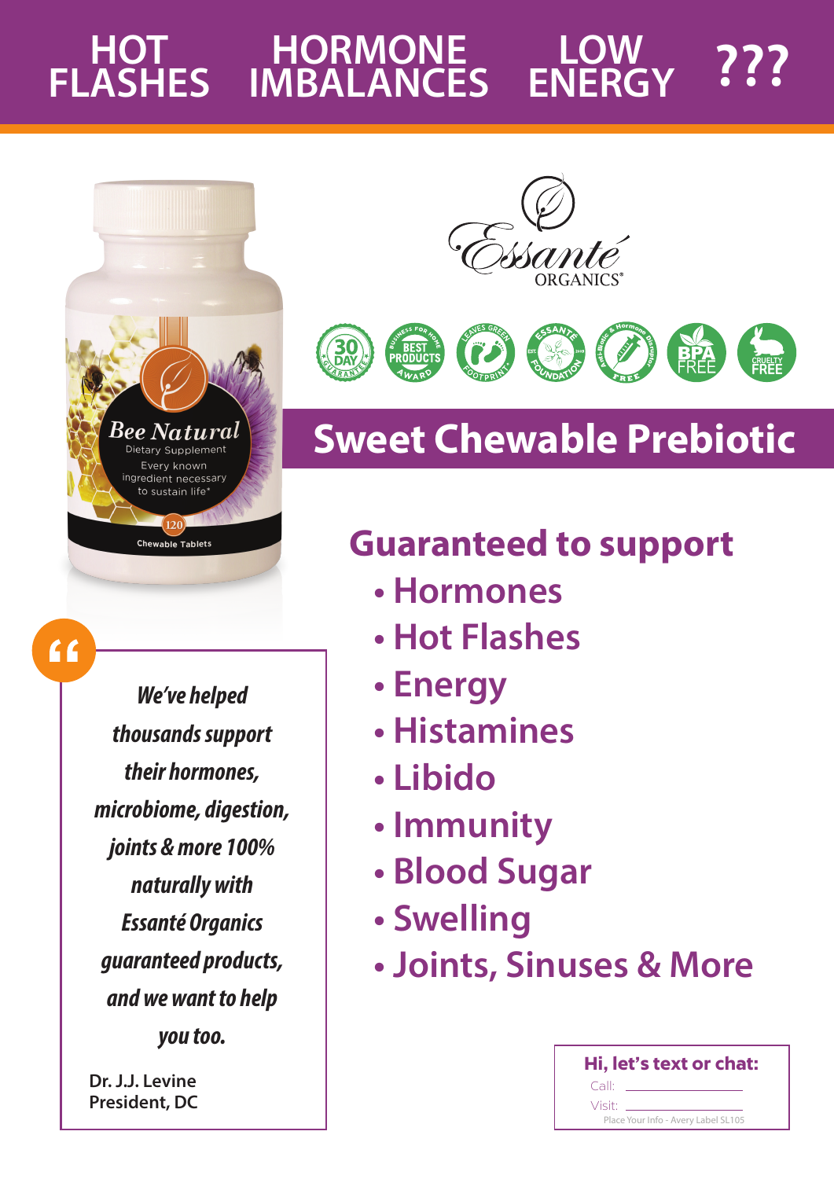# HOT FLASHES HORMONE IMBALANCES LOW ENERGY ???

Essanté ORGANICS®

## Sweet Chewable Prebiotic

### Guaranteed to support

- Hormones
- Hot Flashes
- Energy
- Histamines
- Libido
- Immunity
- Blood Sugar
- Swelling
- Joints, Sinuses & More

*We've helped thousands support their hormones, microbiome, digestion, joints & more 100% naturally with Essanté Organics guaranteed products, and we want to help you too.*

Dr. J.J. Levine
President, DC

**Hi, let's text or chat:**

Call: ________________

Visit: ________________

Place Your Info - Avery Label SL105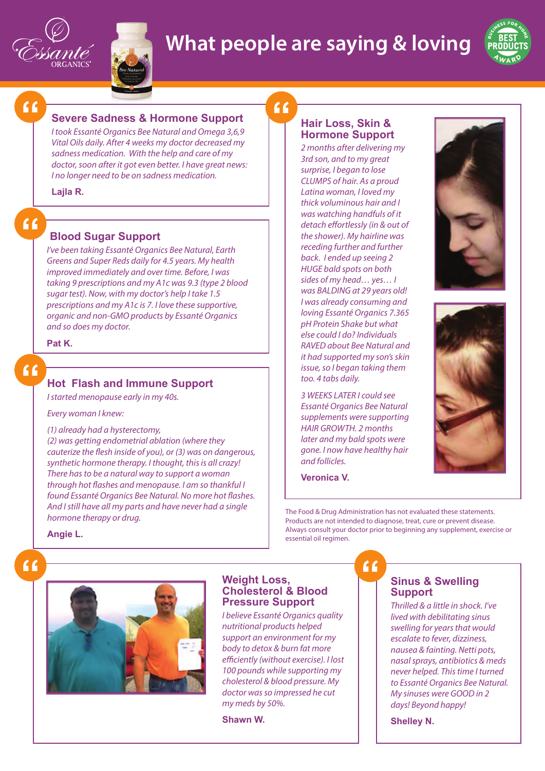# What people are saying & loving

## Severe Sadness & Hormone Support

*I took Essanté Organics Bee Natural and Omega 3,6,9 Vital Oils daily. After 4 weeks my doctor decreased my sadness medication. With the help and care of my doctor, soon after it got even better. I have great news: I no longer need to be on sadness medication.*

**Lajla R.**

## Blood Sugar Support

*I've been taking Essanté Organics Bee Natural, Earth Greens and Super Reds daily for 4.5 years. My health improved immediately and over time. Before, I was taking 9 prescriptions and my A1c was 9.3 (type 2 blood sugar test). Now, with my doctor's help I take 1.5 prescriptions and my A1c is 7. I love these supportive, organic and non-GMO products by Essanté Organics and so does my doctor.*

**Pat K.**

## Hot Flash and Immune Support

*I started menopause early in my 40s.*

*Every woman I knew:*

*(1) already had a hysterectomy,*
*(2) was getting endometrial ablation (where they cauterize the flesh inside of you), or (3) was on dangerous, synthetic hormone therapy. I thought, this is all crazy! There has to be a natural way to support a woman through hot flashes and menopause. I am so thankful I found Essanté Organics Bee Natural. No more hot flashes. And I still have all my parts and have never had a single hormone therapy or drug.*

**Angie L.**

## Hair Loss, Skin & Hormone Support

*2 months after delivering my 3rd son, and to my great surprise, I began to lose CLUMPS of hair. As a proud Latina woman, I loved my thick voluminous hair and I was watching handfuls of it detach effortlessly (in & out of the shower). My hairline was receding further and further back. I ended up seeing 2 HUGE bald spots on both sides of my head… yes… I was BALDING at 29 years old! I was already consuming and loving Essanté Organics 7.365 pH Protein Shake but what else could I do? Individuals RAVED about Bee Natural and it had supported my son's skin issue, so I began taking them too. 4 tabs daily.*

*3 WEEKS LATER I could see Essanté Organics Bee Natural supplements were supporting HAIR GROWTH. 2 months later and my bald spots were gone. I now have healthy hair and follicles.*

**Veronica V.**

The Food & Drug Administration has not evaluated these statements. Products are not intended to diagnose, treat, cure or prevent disease. Always consult your doctor prior to beginning any supplement, exercise or essential oil regimen.

## Weight Loss, Cholesterol & Blood Pressure Support

*I believe Essanté Organics quality nutritional products helped support an environment for my body to detox & burn fat more efficiently (without exercise). I lost 100 pounds while supporting my cholesterol & blood pressure. My doctor was so impressed he cut my meds by 50%.*

**Shawn W.**

## Sinus & Swelling Support

*Thrilled & a little in shock. I've lived with debilitating sinus swelling for years that would escalate to fever, dizziness, nausea & fainting. Netti pots, nasal sprays, antibiotics & meds never helped. This time I turned to Essanté Organics Bee Natural. My sinuses were GOOD in 2 days! Beyond happy!*

**Shelley N.**